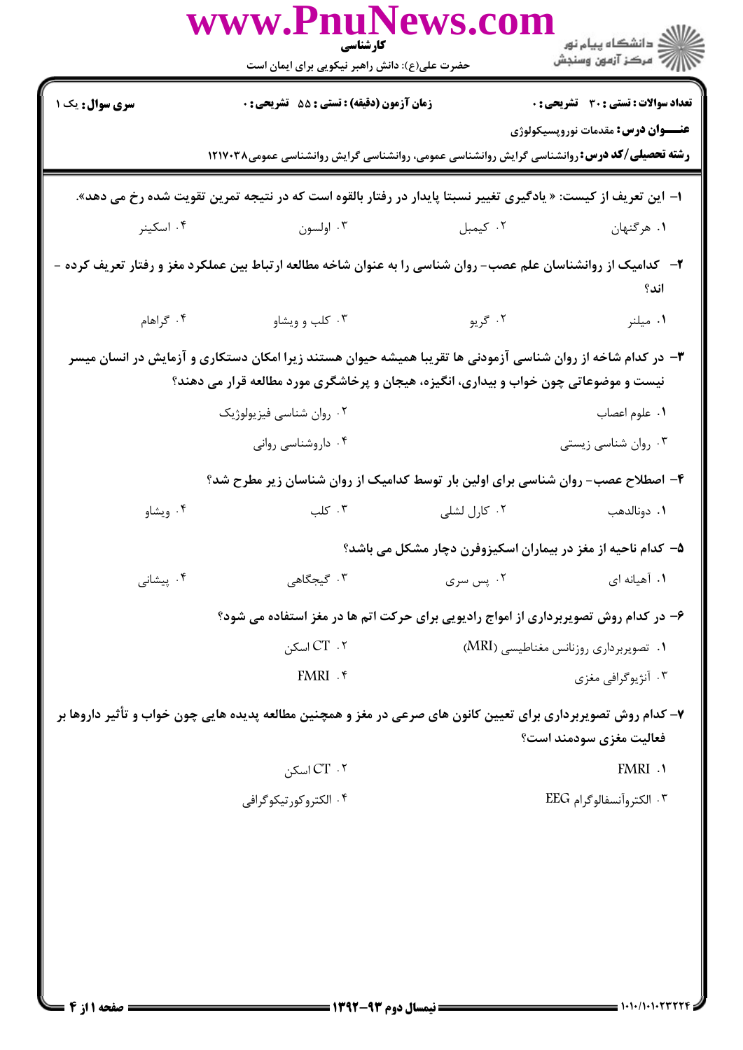**تعداد سوالات : تستی : ۳۰ تشریحی : ۰** | **زمان آزمون (دقیقه) : تستی : ۵۵ تشریحی : ۰** | **سری سوال : یک ۱**

**عنـــوان درس:** مقدمات نوروپسیکولوژی

**رشته تحصیلی/کد درس:** روانشناسی گرایش روانشناسی عمومی، روانشناسی گرایش روانشناسی عمومی۱۲۱۷۰۳۸

۱- این تعریف از کیست: « یادگیری تغییر نسبتا پایدار در رفتار بالقوه است که در نتیجه تمرین تقویت شده رخ می دهد».

۱. هرگنهان ۲. کیمبل ۳. اولسون ۴. اسکینر

۲- کدامیک از روانشناسان علم عصب- روان شناسی را به عنوان شاخه مطالعه ارتباط بین عملکرد مغز و رفتار تعریف کرده اند؟

۱. میلنر ۲. گریو ۳. کلب و ویشاو ۴. گراهام

۳- در کدام شاخه از روان شناسی آزمودنی ها تقریبا همیشه حیوان هستند زیرا امکان دستکاری و آزمایش در انسان میسر نیست و موضوعاتی چون خواب و بیداری، انگیزه، هیجان و پرخاشگری مورد مطالعه قرار می دهند؟

۱. علوم اعصاب ۲. روان شناسی فیزیولوژیک
۳. روان شناسی زیستی ۴. داروشناسی روانی

۴- اصطلاح عصب- روان شناسی برای اولین بار توسط کدامیک از روان شناسان زیر مطرح شد؟

۱. دونالدهب ۲. کارل لشلی ۳. کلب ۴. ویشاو

۵- کدام ناحیه از مغز در بیماران اسکیزوفرن دچار مشکل می باشد؟

۱. آهیانه ای ۲. پس سری ۳. گیجگاهی ۴. پیشانی

۶- در کدام روش تصویربرداری از امواج رادیویی برای حرکت اتم ها در مغز استفاده می شود؟

۱. تصویربرداری روزنانس مغناطیسی (MRI) ۲. CT اسکن
۳. آنژیوگرافی مغزی ۴. FMRI

۷- کدام روش تصویربرداری برای تعیین کانون های صرعی در مغز و همچنین مطالعه پدیده هایی چون خواب و تأثیر داروها بر فعالیت مغزی سودمند است؟

۱. FMRI ۲. CT اسکن
۳. الکتروآنسفالوگرام EEG ۴. الکتروکورتیکوگرافی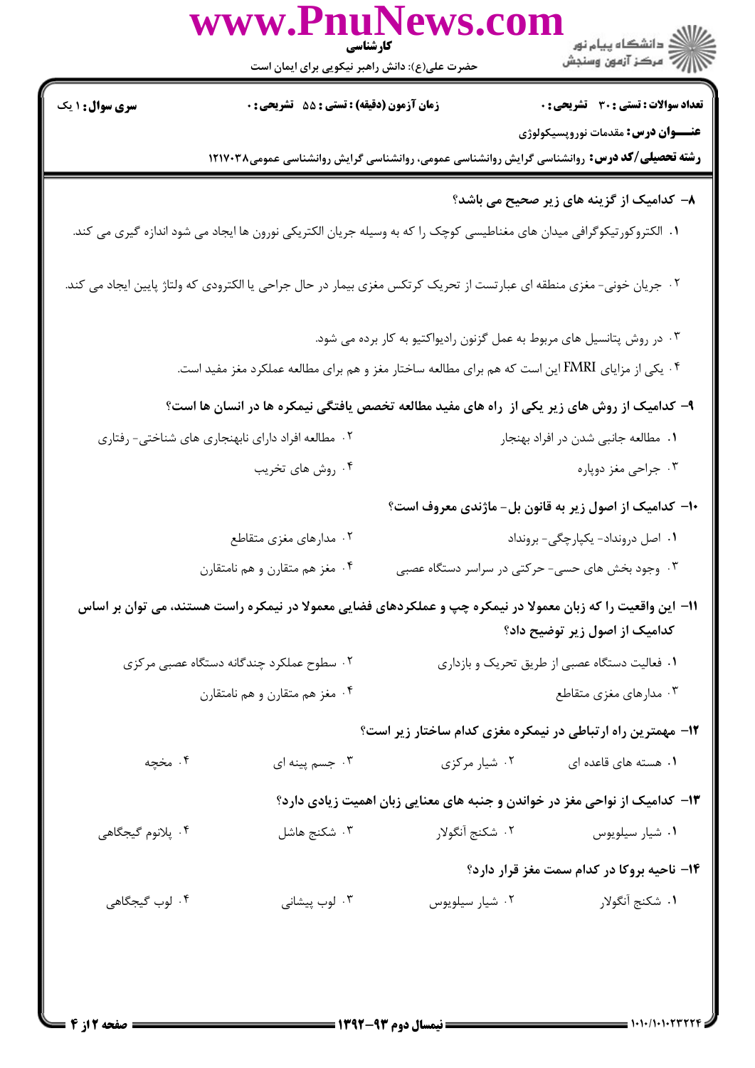**تعداد سوالات : تستی : ۳۰ تشریحی : ۰** | **زمان آزمون (دقیقه) : تستی : ۵۵ تشریحی : ۰** | **سری سوال : ۱ یک**

**عنـــوان درس:** مقدمات نوروپسیکولوژی

**رشته تحصیلی/کد درس:** روانشناسی گرایش روانشناسی عمومی، روانشناسی گرایش روانشناسی عمومی۱۲۱۷۰۳۸

**۸- کدامیک از گزینه های زیر صحیح می باشد؟**

۱. الکتروکورتیکوگرافی میدان های مغناطیسی کوچک را که به وسیله جریان الکتریکی نورون ها ایجاد می شود اندازه گیری می کند.

۲. جریان خونی- مغزی منطقه ای عبارتست از تحریک کرتکس مغزی بیمار در حال جراحی یا الکترودی که ولتاژ پایین ایجاد می کند.

۳. در روش پتانسیل های مربوط به عمل گزنون رادیواکتیو به کار برده می شود.

۴. یکی از مزایای FMRI این است که هم برای مطالعه ساختار مغز و هم برای مطالعه عملکرد مغز مفید است.

**۹- کدامیک از روش های زیر یکی از راه های مفید مطالعه تخصص یافتگی نیمکره ها در انسان ها است؟**

۱. مطالعه جانبی شدن در افراد بهنجار

۲. مطالعه افراد دارای نابهنجاری های شناختی- رفتاری

۳. جراحی مغز دوپاره

۴. روش های تخریب

**۱۰- کدامیک از اصول زیر به قانون بل- ماژندی معروف است؟**

۱. اصل درونداد- یکپارچگی- برونداد

۲. مدارهای مغزی متقاطع

۳. وجود بخش های حسی- حرکتی در سراسر دستگاه عصبی

۴. مغز هم متقارن و هم نامتقارن

**۱۱- این واقعیت را که زبان معمولا در نیمکره چپ و عملکردهای فضایی معمولا در نیمکره راست هستند، می توان بر اساس کدامیک از اصول زیر توضیح داد؟**

۱. فعالیت دستگاه عصبی از طریق تحریک و بازداری

۲. سطوح عملکرد چندگانه دستگاه عصبی مرکزی

۳. مدارهای مغزی متقاطع

۴. مغز هم متقارن و هم نامتقارن

**۱۲- مهمترین راه ارتباطی در نیمکره مغزی کدام ساختار زیر است؟**

۱. هسته های قاعده ای

۲. شیار مرکزی

۳. جسم پینه ای

۴. مخچه

**۱۳- کدامیک از نواحی مغز در خواندن و جنبه های معنایی زبان اهمیت زیادی دارد؟**

۱. شیار سیلویوس

۲. شکنج آنگولار

۳. شکنج هاشل

۴. پلانوم گیجگاهی

**۱۴- ناحیه بروکا در کدام سمت مغز قرار دارد؟**

۱. شکنج آنگولار

۲. شیار سیلویوس

۳. لوب پیشانی

۴. لوب گیجگاهی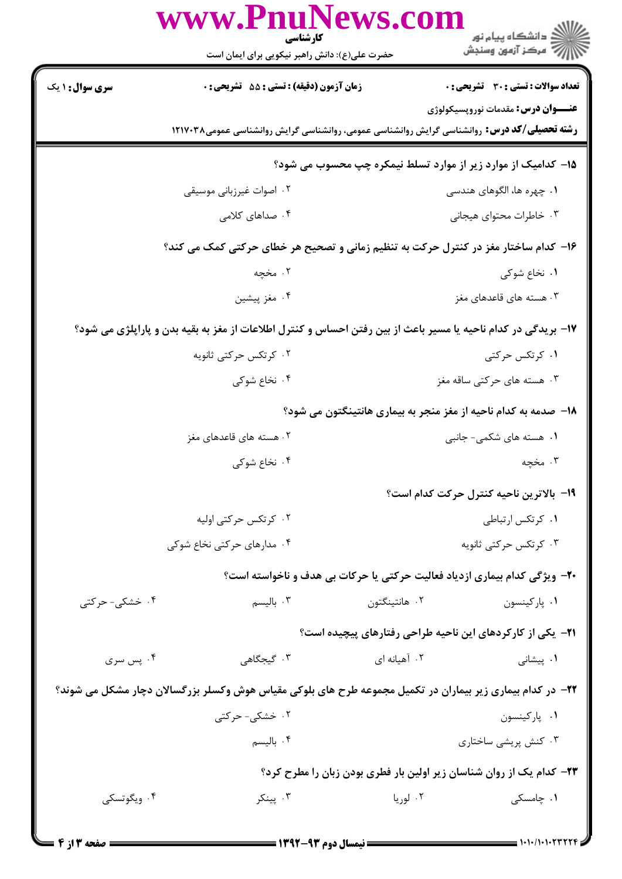**سری سوال:** ۱ یک | **زمان آزمون (دقیقه) : تستی :** ۵۵ **تشریحی :** ۰ | **تعداد سوالات : تستی :** ۳۰ **تشریحی :** ۰

**عنـــوان درس:** مقدمات نوروپسیکولوژی

**رشته تحصیلی/کد درس:** روانشناسی گرایش روانشناسی عمومی، روانشناسی گرایش روانشناسی عمومی۱۲۱۷۰۳۸

**۱۵- کدامیک از موارد زیر از موارد تسلط نیمکره چپ محسوب می شود؟**

۱. چهره ها، الگوهای هندسی
۲. اصوات غیرزبانی موسیقی
۳. خاطرات محتوای هیجانی
۴. صداهای کلامی

**۱۶- کدام ساختار مغز در کنترل حرکت به تنظیم زمانی و تصحیح هر خطای حرکتی کمک می کند؟**

۱. نخاع شوکی
۲. مخچه
۳. هسته های قاعده‌ای مغز
۴. مغز پیشین

**۱۷- بریدگی در کدام ناحیه یا مسیر باعث از بین رفتن احساس و کنترل اطلاعات از مغز به بقیه بدن و پاراپلژی می شود؟**

۱. کرتکس حرکتی
۲. کرتکس حرکتی ثانویه
۳. هسته های حرکتی ساقه مغز
۴. نخاع شوکی

**۱۸- صدمه به کدام ناحیه از مغز منجر به بیماری هانتینگتون می شود؟**

۱. هسته های شکمی- جانبی
۲. هسته های قاعده‌ای مغز
۳. مخچه
۴. نخاع شوکی

**۱۹- بالاترین ناحیه کنترل حرکت کدام است؟**

۱. کرتکس ارتباطی
۲. کرتکس حرکتی اولیه
۳. کرتکس حرکتی ثانویه
۴. مدارهای حرکتی نخاع شوکی

**۲۰- ویژگی کدام بیماری ازدیاد فعالیت حرکتی یا حرکات بی هدف و ناخواسته است؟**

۱. پارکینسون
۲. هانتینگتون
۳. بالیسم
۴. خشکی- حرکتی

**۲۱- یکی از کارکردهای این ناحیه طراحی رفتارهای پیچیده است؟**

۱. پیشانی
۲. آهیانه ای
۳. گیجگاهی
۴. پس سری

**۲۲- در کدام بیماری زیر بیماران در تکمیل مجموعه طرح های بلوکی مقیاس هوش وکسلر بزرگسالان دچار مشکل می شوند؟**

۱. پارکینسون
۲. خشکی- حرکتی
۳. کنش پریشی ساختاری
۴. بالیسم

**۲۳- کدام یک از روان شناسان زیر اولین بار فطری بودن زبان را مطرح کرد؟**

۱. چامسکی
۲. لوریا
۳. پینکر
۴. ویگوتسکی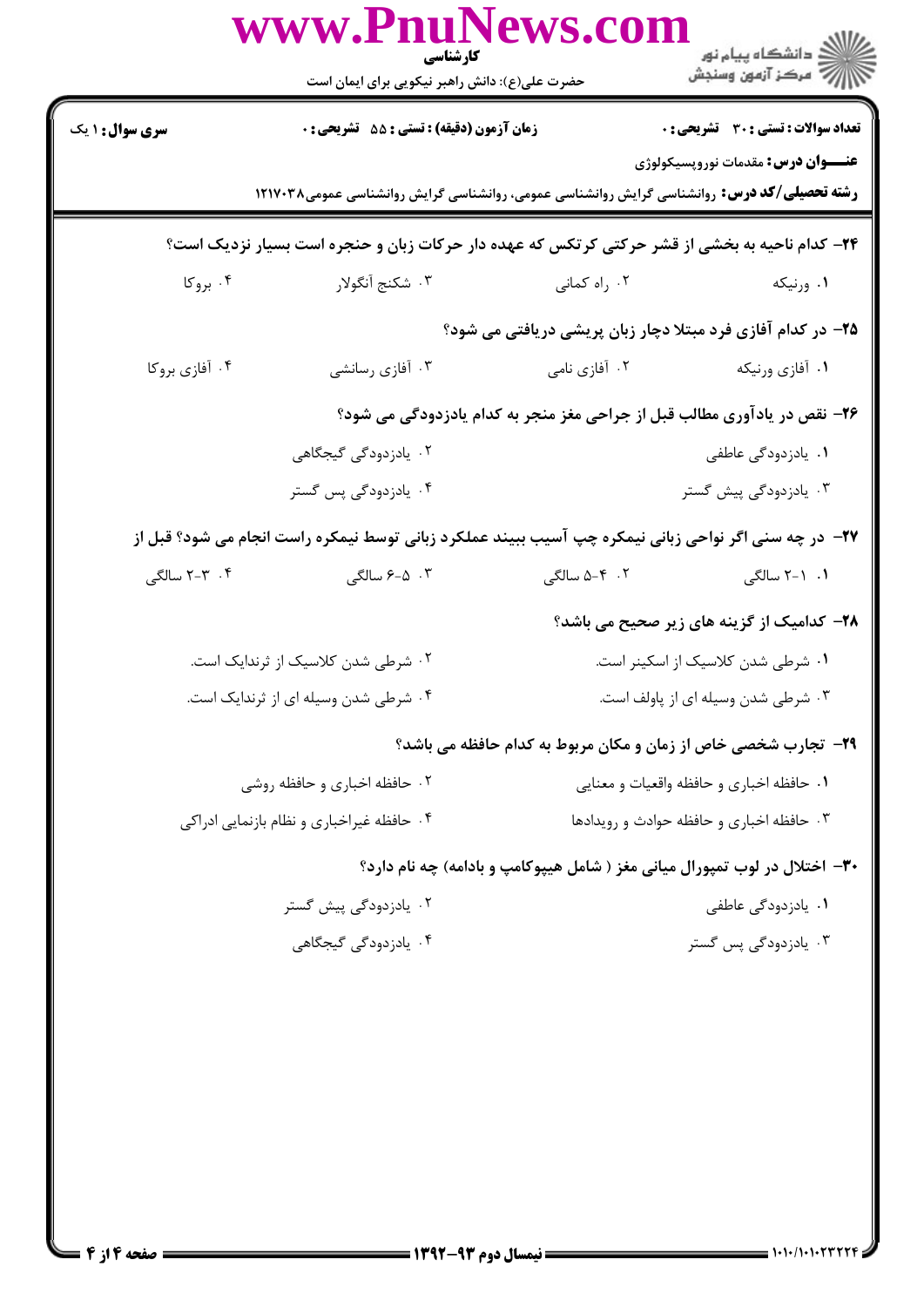**تعداد سوالات : تستی : ۳۰ تشریحی : ۰** | **زمان آزمون (دقیقه) : تستی : ۵۵ تشریحی : ۰** | **سری سوال : ۱ یک**

**عنـــوان درس:** مقدمات نوروپسیکولوژی

**رشته تحصیلی/کد درس:** روانشناسی گرایش روانشناسی عمومی، روانشناسی گرایش روانشناسی عمومی۱۲۱۷۰۳۸

**۲۴- کدام ناحیه به بخشی از قشر حرکتی کرتکس که عهده دار حرکات زبان و حنجره است بسیار نزدیک است؟**

۱. ورنیکه
۲. راه کمانی
۳. شکنج آنگولار
۴. بروکا

**۲۵- در کدام آفازی فرد مبتلا دچار زبان پریشی دریافتی می شود؟**

۱. آفازی ورنیکه
۲. آفازی نامی
۳. آفازی رسانشی
۴. آفازی بروکا

**۲۶- نقص در یادآوری مطالب قبل از جراحی مغز منجر به کدام یادزدودگی می شود؟**

۱. یادزدودگی عاطفی
۲. یادزدودگی گیجگاهی
۳. یادزدودگی پیش گستر
۴. یادزدودگی پس گستر

**۲۷- در چه سنی اگر نواحی زبانی نیمکره چپ آسیب ببیند عملکرد زبانی توسط نیمکره راست انجام می شود؟ قبل از**

۱. ۱-۲ سالگی
۲. ۴-۵ سالگی
۳. ۵-۶ سالگی
۴. ۳-۲ سالگی

**۲۸- کدامیک از گزینه های زیر صحیح می باشد؟**

۱. شرطی شدن کلاسیک از اسکینر است.
۲. شرطی شدن کلاسیک از ثرندایک است.
۳. شرطی شدن وسیله ای از پاولف است.
۴. شرطی شدن وسیله ای از ثرندایک است.

**۲۹- تجارب شخصی خاص از زمان و مکان مربوط به کدام حافظه می باشد؟**

۱. حافظه اخباری و حافظه واقعیات و معنایی
۲. حافظه اخباری و حافظه روشی
۳. حافظه اخباری و حافظه حوادث و رویدادها
۴. حافظه غیراخباری و نظام بازنمایی ادراکی

**۳۰- اختلال در لوب تمپورال میانی مغز ( شامل هیپوکامپ و بادامه) چه نام دارد؟**

۱. یادزدودگی عاطفی
۲. یادزدودگی پیش گستر
۳. یادزدودگی پس گستر
۴. یادزدودگی گیجگاهی